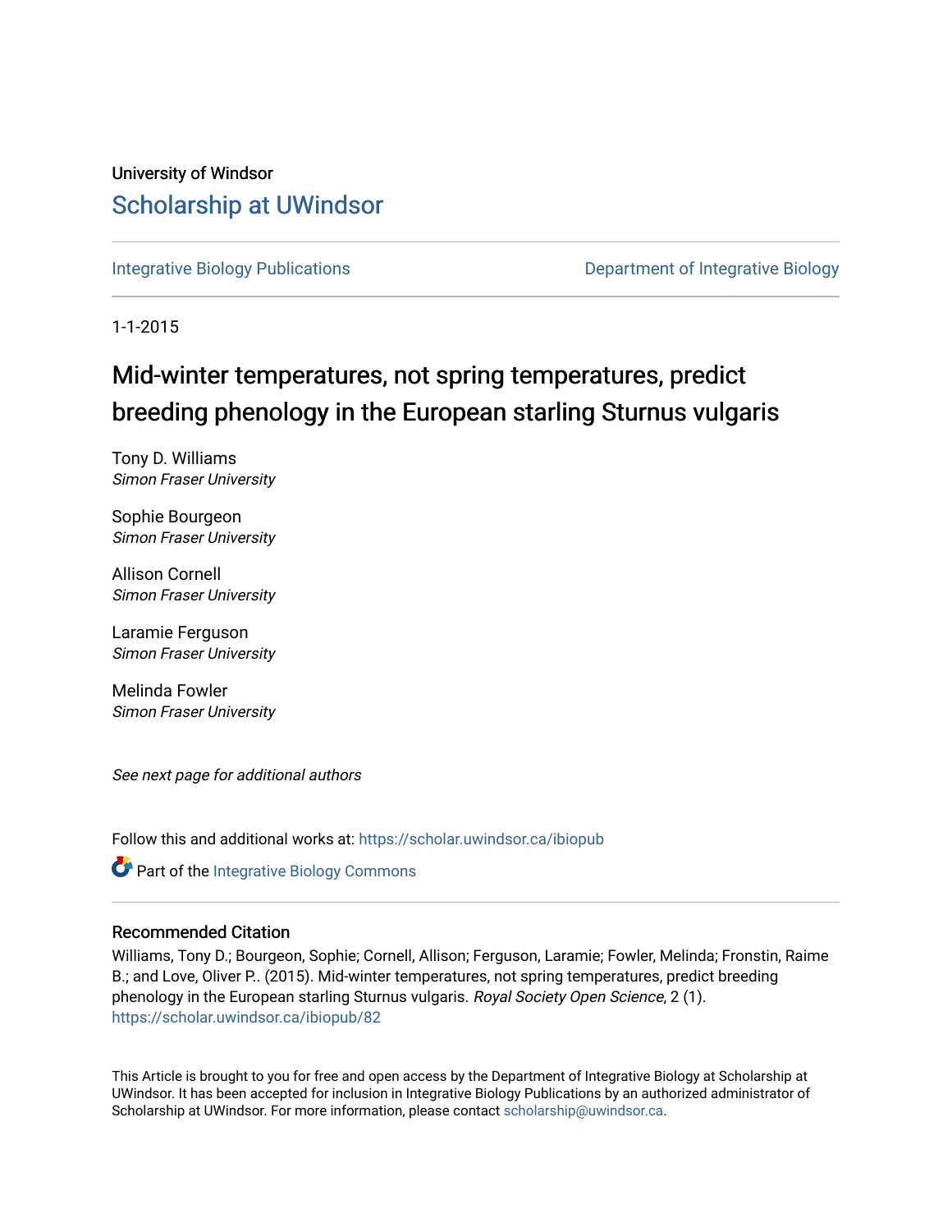University of Windsor

# Scholarship at UWindsor

Integrative Biology Publications | Department of Integrative Biology

1-1-2015

# Mid-winter temperatures, not spring temperatures, predict breeding phenology in the European starling Sturnus vulgaris

Tony D. Williams
*Simon Fraser University*

Sophie Bourgeon
*Simon Fraser University*

Allison Cornell
*Simon Fraser University*

Laramie Ferguson
*Simon Fraser University*

Melinda Fowler
*Simon Fraser University*

*See next page for additional authors*

Follow this and additional works at: https://scholar.uwindsor.ca/ibiopub

Part of the Integrative Biology Commons

## Recommended Citation

Williams, Tony D.; Bourgeon, Sophie; Cornell, Allison; Ferguson, Laramie; Fowler, Melinda; Fronstin, Raime B.; and Love, Oliver P.. (2015). Mid-winter temperatures, not spring temperatures, predict breeding phenology in the European starling Sturnus vulgaris. *Royal Society Open Science*, 2 (1).
https://scholar.uwindsor.ca/ibiopub/82

This Article is brought to you for free and open access by the Department of Integrative Biology at Scholarship at UWindsor. It has been accepted for inclusion in Integrative Biology Publications by an authorized administrator of Scholarship at UWindsor. For more information, please contact scholarship@uwindsor.ca.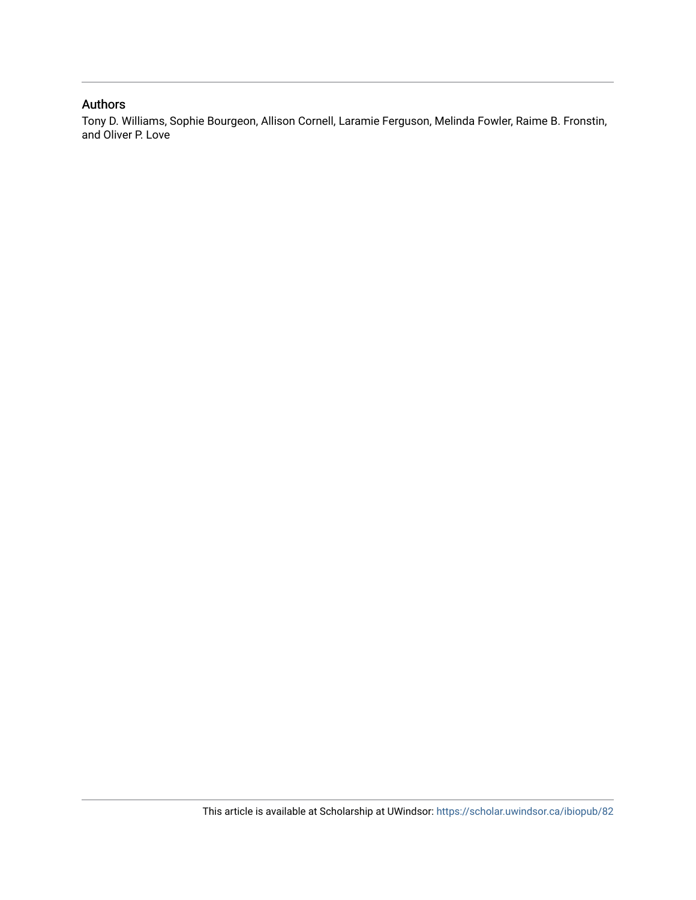### Authors

Tony D. Williams, Sophie Bourgeon, Allison Cornell, Laramie Ferguson, Melinda Fowler, Raime B. Fronstin, and Oliver P. Love

This article is available at Scholarship at UWindsor: https://scholar.uwindsor.ca/ibiopub/82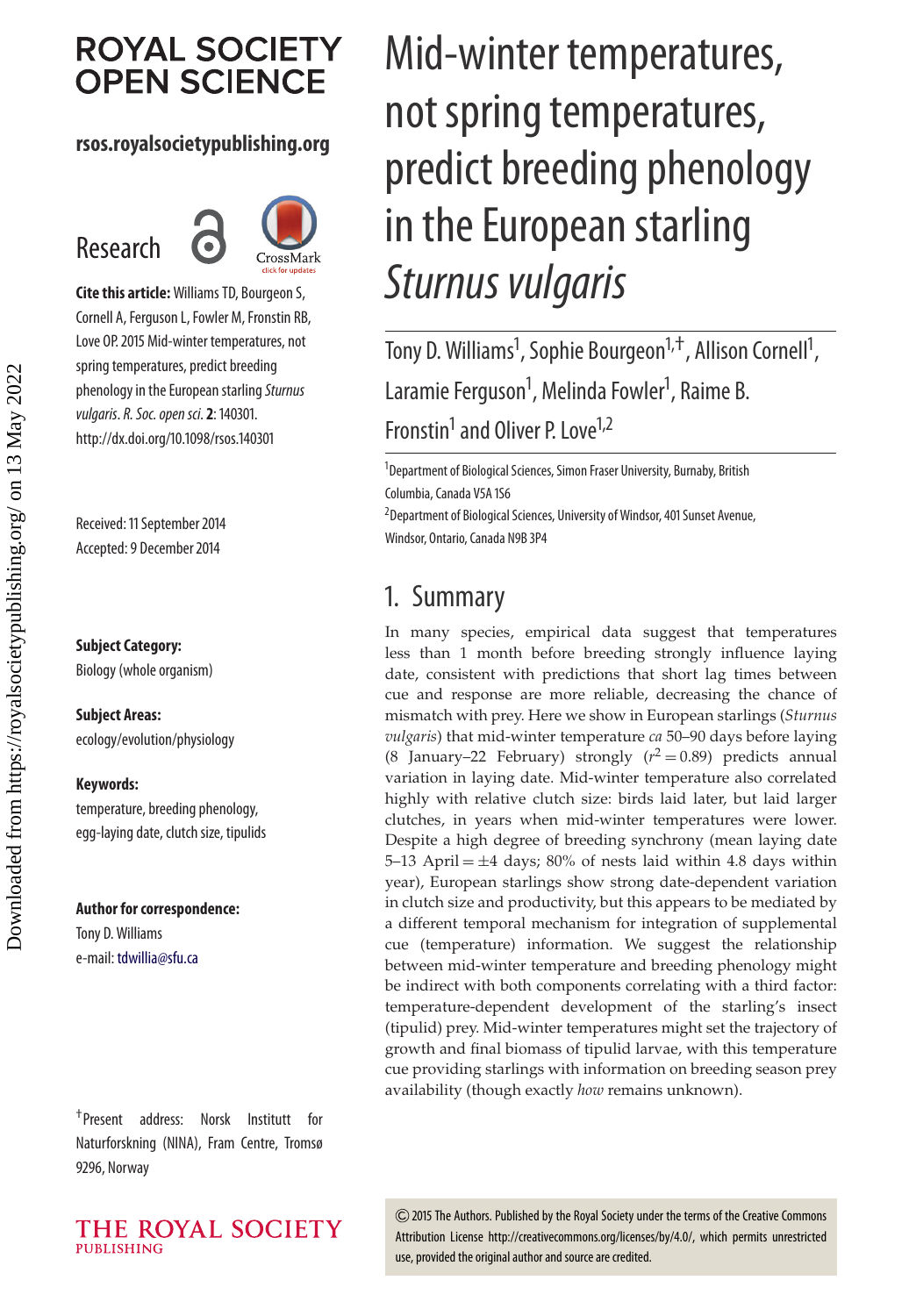# ROYAL SOCIETY OPEN SCIENCE

**rsos.royalsocietypublishing.org**

Research

**Cite this article:** Williams TD, Bourgeon S, Cornell A, Ferguson L, Fowler M, Fronstin RB, Love OP. 2015 Mid-winter temperatures, not spring temperatures, predict breeding phenology in the European starling *Sturnus vulgaris*. *R. Soc. open sci.* **2**: 140301. http://dx.doi.org/10.1098/rsos.140301

Received: 11 September 2014
Accepted: 9 December 2014

**Subject Category:**
Biology (whole organism)

**Subject Areas:**
ecology/evolution/physiology

**Keywords:**
temperature, breeding phenology, egg-laying date, clutch size, tipulids

**Author for correspondence:**
Tony D. Williams
e-mail: tdwillia@sfu.ca

[†]Present address: Norsk Institutt for Naturforskning (NINA), Fram Centre, Tromsø 9296, Norway

# Mid-winter temperatures, not spring temperatures, predict breeding phenology in the European starling *Sturnus vulgaris*

Tony D. Williams[1], Sophie Bourgeon[1,†], Allison Cornell[1], Laramie Ferguson[1], Melinda Fowler[1], Raime B. Fronstin[1] and Oliver P. Love[1,2]

[1]Department of Biological Sciences, Simon Fraser University, Burnaby, British Columbia, Canada V5A 1S6
[2]Department of Biological Sciences, University of Windsor, 401 Sunset Avenue, Windsor, Ontario, Canada N9B 3P4

## 1. Summary

In many species, empirical data suggest that temperatures less than 1 month before breeding strongly influence laying date, consistent with predictions that short lag times between cue and response are more reliable, decreasing the chance of mismatch with prey. Here we show in European starlings (*Sturnus vulgaris*) that mid-winter temperature *ca* 50–90 days before laying (8 January–22 February) strongly ($r^2 = 0.89$) predicts annual variation in laying date. Mid-winter temperature also correlated highly with relative clutch size: birds laid later, but laid larger clutches, in years when mid-winter temperatures were lower. Despite a high degree of breeding synchrony (mean laying date 5–13 April $= \pm 4$ days; 80% of nests laid within 4.8 days within year), European starlings show strong date-dependent variation in clutch size and productivity, but this appears to be mediated by a different temporal mechanism for integration of supplemental cue (temperature) information. We suggest the relationship between mid-winter temperature and breeding phenology might be indirect with both components correlating with a third factor: temperature-dependent development of the starling's insect (tipulid) prey. Mid-winter temperatures might set the trajectory of growth and final biomass of tipulid larvae, with this temperature cue providing starlings with information on breeding season prey availability (though exactly *how* remains unknown).

© 2015 The Authors. Published by the Royal Society under the terms of the Creative Commons Attribution License http://creativecommons.org/licenses/by/4.0/, which permits unrestricted use, provided the original author and source are credited.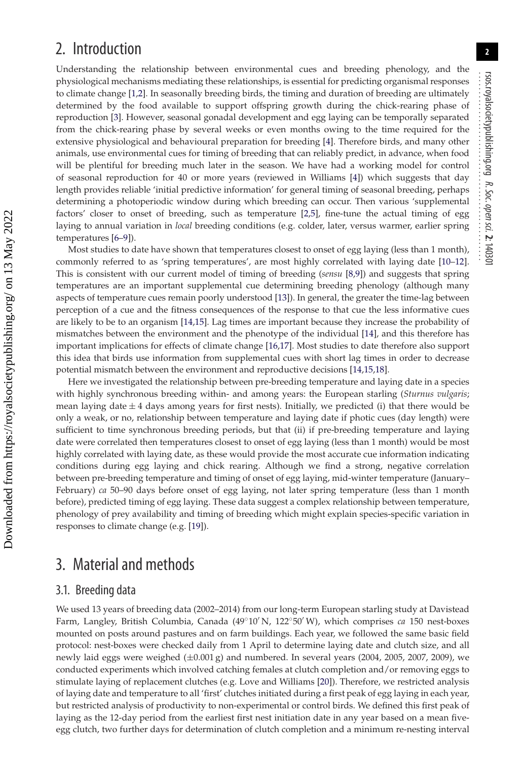## 2. Introduction

Understanding the relationship between environmental cues and breeding phenology, and the physiological mechanisms mediating these relationships, is essential for predicting organismal responses to climate change [1,2]. In seasonally breeding birds, the timing and duration of breeding are ultimately determined by the food available to support offspring growth during the chick-rearing phase of reproduction [3]. However, seasonal gonadal development and egg laying can be temporally separated from the chick-rearing phase by several weeks or even months owing to the time required for the extensive physiological and behavioural preparation for breeding [4]. Therefore birds, and many other animals, use environmental cues for timing of breeding that can reliably predict, in advance, when food will be plentiful for breeding much later in the season. We have had a working model for control of seasonal reproduction for 40 or more years (reviewed in Williams [4]) which suggests that day length provides reliable 'initial predictive information' for general timing of seasonal breeding, perhaps determining a photoperiodic window during which breeding can occur. Then various 'supplemental factors' closer to onset of breeding, such as temperature [2,5], fine-tune the actual timing of egg laying to annual variation in *local* breeding conditions (e.g. colder, later, versus warmer, earlier spring temperatures [6–9]).

Most studies to date have shown that temperatures closest to onset of egg laying (less than 1 month), commonly referred to as 'spring temperatures', are most highly correlated with laying date [10–12]. This is consistent with our current model of timing of breeding (*sensu* [8,9]) and suggests that spring temperatures are an important supplemental cue determining breeding phenology (although many aspects of temperature cues remain poorly understood [13]). In general, the greater the time-lag between perception of a cue and the fitness consequences of the response to that cue the less informative cues are likely to be to an organism [14,15]. Lag times are important because they increase the probability of mismatches between the environment and the phenotype of the individual [14], and this therefore has important implications for effects of climate change [16,17]. Most studies to date therefore also support this idea that birds use information from supplemental cues with short lag times in order to decrease potential mismatch between the environment and reproductive decisions [14,15,18].

Here we investigated the relationship between pre-breeding temperature and laying date in a species with highly synchronous breeding within- and among years: the European starling (*Sturnus vulgaris*; mean laying date $\pm$ 4 days among years for first nests). Initially, we predicted (i) that there would be only a weak, or no, relationship between temperature and laying date if photic cues (day length) were sufficient to time synchronous breeding periods, but that (ii) if pre-breeding temperature and laying date were correlated then temperatures closest to onset of egg laying (less than 1 month) would be most highly correlated with laying date, as these would provide the most accurate cue information indicating conditions during egg laying and chick rearing. Although we find a strong, negative correlation between pre-breeding temperature and timing of onset of egg laying, mid-winter temperature (January–February) *ca* 50–90 days before onset of egg laying, not later spring temperature (less than 1 month before), predicted timing of egg laying. These data suggest a complex relationship between temperature, phenology of prey availability and timing of breeding which might explain species-specific variation in responses to climate change (e.g. [19]).

## 3. Material and methods

### 3.1. Breeding data

We used 13 years of breeding data (2002–2014) from our long-term European starling study at Davistead Farm, Langley, British Columbia, Canada (49°10′ N, 122°50′ W), which comprises *ca* 150 nest-boxes mounted on posts around pastures and on farm buildings. Each year, we followed the same basic field protocol: nest-boxes were checked daily from 1 April to determine laying date and clutch size, and all newly laid eggs were weighed ($\pm$0.001 g) and numbered. In several years (2004, 2005, 2007, 2009), we conducted experiments which involved catching females at clutch completion and/or removing eggs to stimulate laying of replacement clutches (e.g. Love and Williams [20]). Therefore, we restricted analysis of laying date and temperature to all 'first' clutches initiated during a first peak of egg laying in each year, but restricted analysis of productivity to non-experimental or control birds. We defined this first peak of laying as the 12-day period from the earliest first nest initiation date in any year based on a mean five-egg clutch, two further days for determination of clutch completion and a minimum re-nesting interval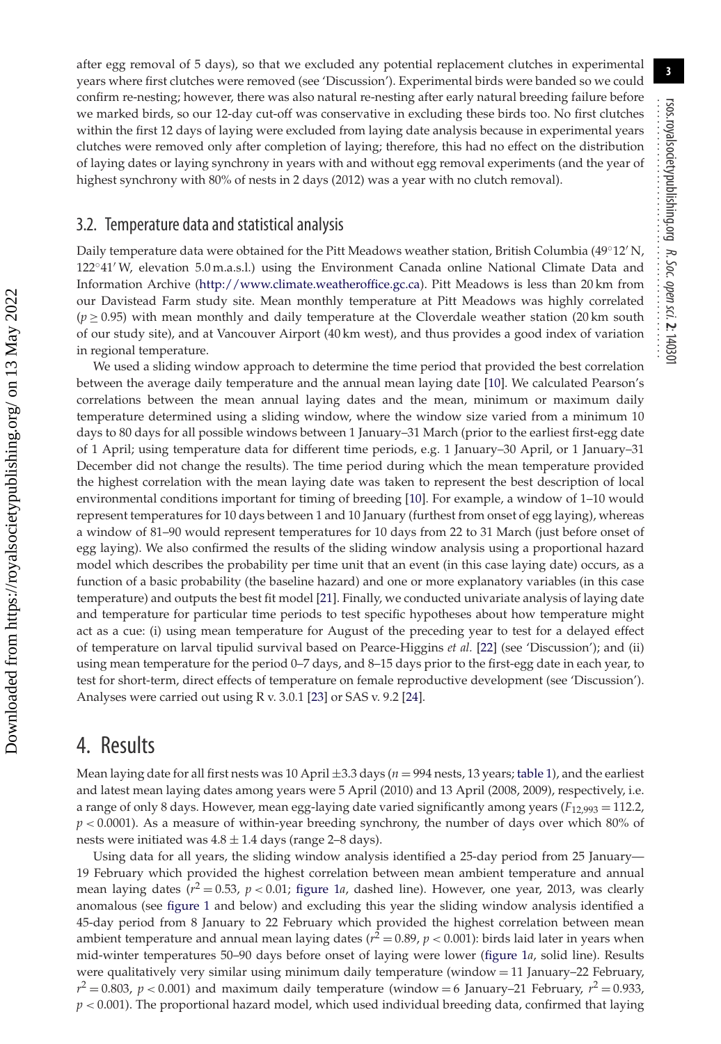after egg removal of 5 days), so that we excluded any potential replacement clutches in experimental years where first clutches were removed (see 'Discussion'). Experimental birds were banded so we could confirm re-nesting; however, there was also natural re-nesting after early natural breeding failure before we marked birds, so our 12-day cut-off was conservative in excluding these birds too. No first clutches within the first 12 days of laying were excluded from laying date analysis because in experimental years clutches were removed only after completion of laying; therefore, this had no effect on the distribution of laying dates or laying synchrony in years with and without egg removal experiments (and the year of highest synchrony with 80% of nests in 2 days (2012) was a year with no clutch removal).

## 3.2. Temperature data and statistical analysis

Daily temperature data were obtained for the Pitt Meadows weather station, British Columbia (49°12′ N, 122°41′ W, elevation 5.0 m.a.s.l.) using the Environment Canada online National Climate Data and Information Archive (http://www.climate.weatheroffice.gc.ca). Pitt Meadows is less than 20 km from our Davistead Farm study site. Mean monthly temperature at Pitt Meadows was highly correlated ($p \geq 0.95$) with mean monthly and daily temperature at the Cloverdale weather station (20 km south of our study site), and at Vancouver Airport (40 km west), and thus provides a good index of variation in regional temperature.

We used a sliding window approach to determine the time period that provided the best correlation between the average daily temperature and the annual mean laying date [10]. We calculated Pearson's correlations between the mean annual laying dates and the mean, minimum or maximum daily temperature determined using a sliding window, where the window size varied from a minimum 10 days to 80 days for all possible windows between 1 January–31 March (prior to the earliest first-egg date of 1 April; using temperature data for different time periods, e.g. 1 January–30 April, or 1 January–31 December did not change the results). The time period during which the mean temperature provided the highest correlation with the mean laying date was taken to represent the best description of local environmental conditions important for timing of breeding [10]. For example, a window of 1–10 would represent temperatures for 10 days between 1 and 10 January (furthest from onset of egg laying), whereas a window of 81–90 would represent temperatures for 10 days from 22 to 31 March (just before onset of egg laying). We also confirmed the results of the sliding window analysis using a proportional hazard model which describes the probability per time unit that an event (in this case laying date) occurs, as a function of a basic probability (the baseline hazard) and one or more explanatory variables (in this case temperature) and outputs the best fit model [21]. Finally, we conducted univariate analysis of laying date and temperature for particular time periods to test specific hypotheses about how temperature might act as a cue: (i) using mean temperature for August of the preceding year to test for a delayed effect of temperature on larval tipulid survival based on Pearce-Higgins *et al.* [22] (see 'Discussion'); and (ii) using mean temperature for the period 0–7 days, and 8–15 days prior to the first-egg date in each year, to test for short-term, direct effects of temperature on female reproductive development (see 'Discussion'). Analyses were carried out using R v. 3.0.1 [23] or SAS v. 9.2 [24].

# 4. Results

Mean laying date for all first nests was 10 April ±3.3 days ($n = 994$ nests, 13 years; table 1), and the earliest and latest mean laying dates among years were 5 April (2010) and 13 April (2008, 2009), respectively, i.e. a range of only 8 days. However, mean egg-laying date varied significantly among years ($F_{12,993} = 112.2$, $p < 0.0001$). As a measure of within-year breeding synchrony, the number of days over which 80% of nests were initiated was $4.8 \pm 1.4$ days (range 2–8 days).

Using data for all years, the sliding window analysis identified a 25-day period from 25 January—19 February which provided the highest correlation between mean ambient temperature and annual mean laying dates ($r^2 = 0.53$, $p < 0.01$; figure 1*a*, dashed line). However, one year, 2013, was clearly anomalous (see figure 1 and below) and excluding this year the sliding window analysis identified a 45-day period from 8 January to 22 February which provided the highest correlation between mean ambient temperature and annual mean laying dates ($r^2 = 0.89$, $p < 0.001$): birds laid later in years when mid-winter temperatures 50–90 days before onset of laying were lower (figure 1*a*, solid line). Results were qualitatively very similar using minimum daily temperature (window = 11 January–22 February, $r^2 = 0.803$, $p < 0.001$) and maximum daily temperature (window = 6 January–21 February, $r^2 = 0.933$, $p < 0.001$). The proportional hazard model, which used individual breeding data, confirmed that laying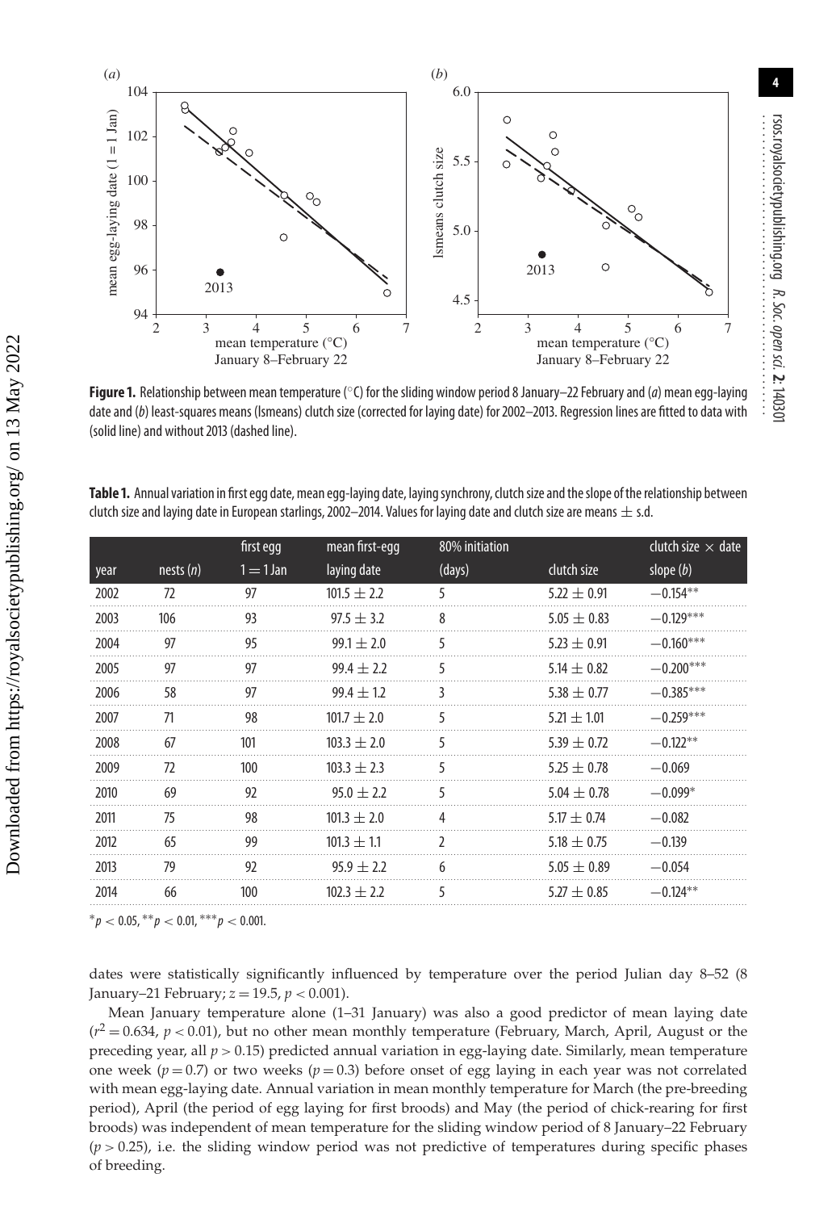**Figure 1.** Relationship between mean temperature (°C) for the sliding window period 8 January–22 February and (*a*) mean egg-laying date and (*b*) least-squares means (lsmeans) clutch size (corrected for laying date) for 2002–2013. Regression lines are fitted to data with (solid line) and without 2013 (dashed line).

**Table 1.** Annual variation in first egg date, mean egg-laying date, laying synchrony, clutch size and the slope of the relationship between clutch size and laying date in European starlings, 2002–2014. Values for laying date and clutch size are means ± s.d.

| year | nests ($n$) | first egg 1 = 1 Jan | mean first-egg laying date | 80% initiation (days) | clutch size | clutch size × date slope ($b$) |
|---|---|---|---|---|---|---|
| 2002 | 72 | 97 | 101.5 ± 2.2 | 5 | 5.22 ± 0.91 | −0.154** |
| 2003 | 106 | 93 | 97.5 ± 3.2 | 8 | 5.05 ± 0.83 | −0.129*** |
| 2004 | 97 | 95 | 99.1 ± 2.0 | 5 | 5.23 ± 0.91 | −0.160*** |
| 2005 | 97 | 97 | 99.4 ± 2.2 | 5 | 5.14 ± 0.82 | −0.200*** |
| 2006 | 58 | 97 | 99.4 ± 1.2 | 3 | 5.38 ± 0.77 | −0.385*** |
| 2007 | 71 | 98 | 101.7 ± 2.0 | 5 | 5.21 ± 1.01 | −0.259*** |
| 2008 | 67 | 101 | 103.3 ± 2.0 | 5 | 5.39 ± 0.72 | −0.122** |
| 2009 | 72 | 100 | 103.3 ± 2.3 | 5 | 5.25 ± 0.78 | −0.069 |
| 2010 | 69 | 92 | 95.0 ± 2.2 | 5 | 5.04 ± 0.78 | −0.099* |
| 2011 | 75 | 98 | 101.3 ± 2.0 | 4 | 5.17 ± 0.74 | −0.082 |
| 2012 | 65 | 99 | 101.3 ± 1.1 | 2 | 5.18 ± 0.75 | −0.139 |
| 2013 | 79 | 92 | 95.9 ± 2.2 | 6 | 5.05 ± 0.89 | −0.054 |
| 2014 | 66 | 100 | 102.3 ± 2.2 | 5 | 5.27 ± 0.85 | −0.124** |

*$p < 0.05$, **$p < 0.01$, ***$p < 0.001$.

dates were statistically significantly influenced by temperature over the period Julian day 8–52 (8 January–21 February; $z = 19.5$, $p < 0.001$).

Mean January temperature alone (1–31 January) was also a good predictor of mean laying date ($r^2 = 0.634$, $p < 0.01$), but no other mean monthly temperature (February, March, April, August or the preceding year, all $p > 0.15$) predicted annual variation in egg-laying date. Similarly, mean temperature one week ($p = 0.7$) or two weeks ($p = 0.3$) before onset of egg laying in each year was not correlated with mean egg-laying date. Annual variation in mean monthly temperature for March (the pre-breeding period), April (the period of egg laying for first broods) and May (the period of chick-rearing for first broods) was independent of mean temperature for the sliding window period of 8 January–22 February ($p > 0.25$), i.e. the sliding window period was not predictive of temperatures during specific phases of breeding.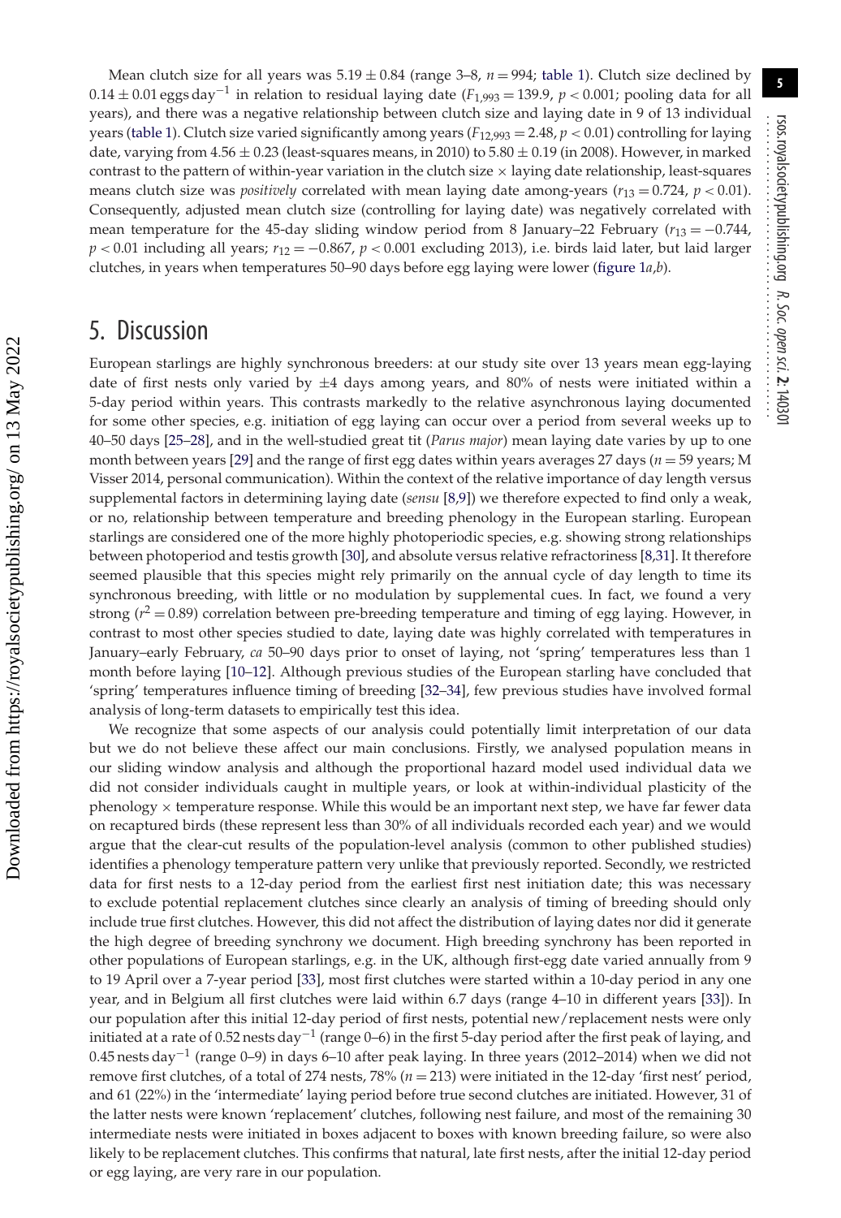Mean clutch size for all years was $5.19 \pm 0.84$ (range 3–8, $n = 994$; table 1). Clutch size declined by $0.14 \pm 0.01$ eggs day$^{-1}$ in relation to residual laying date ($F_{1,993} = 139.9$, $p < 0.001$; pooling data for all years), and there was a negative relationship between clutch size and laying date in 9 of 13 individual years (table 1). Clutch size varied significantly among years ($F_{12,993} = 2.48$, $p < 0.01$) controlling for laying date, varying from $4.56 \pm 0.23$ (least-squares means, in 2010) to $5.80 \pm 0.19$ (in 2008). However, in marked contrast to the pattern of within-year variation in the clutch size × laying date relationship, least-squares means clutch size was *positively* correlated with mean laying date among-years ($r_{13} = 0.724$, $p < 0.01$). Consequently, adjusted mean clutch size (controlling for laying date) was negatively correlated with mean temperature for the 45-day sliding window period from 8 January–22 February ($r_{13} = -0.744$, $p < 0.01$ including all years; $r_{12} = -0.867$, $p < 0.001$ excluding 2013), i.e. birds laid later, but laid larger clutches, in years when temperatures 50–90 days before egg laying were lower (figure 1*a*,*b*).

## 5. Discussion

European starlings are highly synchronous breeders: at our study site over 13 years mean egg-laying date of first nests only varied by ±4 days among years, and 80% of nests were initiated within a 5-day period within years. This contrasts markedly to the relative asynchronous laying documented for some other species, e.g. initiation of egg laying can occur over a period from several weeks up to 40–50 days [25–28], and in the well-studied great tit (*Parus major*) mean laying date varies by up to one month between years [29] and the range of first egg dates within years averages 27 days ($n = 59$ years; M Visser 2014, personal communication). Within the context of the relative importance of day length versus supplemental factors in determining laying date (*sensu* [8,9]) we therefore expected to find only a weak, or no, relationship between temperature and breeding phenology in the European starling. European starlings are considered one of the more highly photoperiodic species, e.g. showing strong relationships between photoperiod and testis growth [30], and absolute versus relative refractoriness [8,31]. It therefore seemed plausible that this species might rely primarily on the annual cycle of day length to time its synchronous breeding, with little or no modulation by supplemental cues. In fact, we found a very strong ($r^2 = 0.89$) correlation between pre-breeding temperature and timing of egg laying. However, in contrast to most other species studied to date, laying date was highly correlated with temperatures in January–early February, *ca* 50–90 days prior to onset of laying, not 'spring' temperatures less than 1 month before laying [10–12]. Although previous studies of the European starling have concluded that 'spring' temperatures influence timing of breeding [32–34], few previous studies have involved formal analysis of long-term datasets to empirically test this idea.

We recognize that some aspects of our analysis could potentially limit interpretation of our data but we do not believe these affect our main conclusions. Firstly, we analysed population means in our sliding window analysis and although the proportional hazard model used individual data we did not consider individuals caught in multiple years, or look at within-individual plasticity of the phenology × temperature response. While this would be an important next step, we have far fewer data on recaptured birds (these represent less than 30% of all individuals recorded each year) and we would argue that the clear-cut results of the population-level analysis (common to other published studies) identifies a phenology temperature pattern very unlike that previously reported. Secondly, we restricted data for first nests to a 12-day period from the earliest first nest initiation date; this was necessary to exclude potential replacement clutches since clearly an analysis of timing of breeding should only include true first clutches. However, this did not affect the distribution of laying dates nor did it generate the high degree of breeding synchrony we document. High breeding synchrony has been reported in other populations of European starlings, e.g. in the UK, although first-egg date varied annually from 9 to 19 April over a 7-year period [33], most first clutches were started within a 10-day period in any one year, and in Belgium all first clutches were laid within 6.7 days (range 4–10 in different years [33]). In our population after this initial 12-day period of first nests, potential new/replacement nests were only initiated at a rate of 0.52 nests day$^{-1}$ (range 0–6) in the first 5-day period after the first peak of laying, and 0.45 nests day$^{-1}$ (range 0–9) in days 6–10 after peak laying. In three years (2012–2014) when we did not remove first clutches, of a total of 274 nests, 78% ($n = 213$) were initiated in the 12-day 'first nest' period, and 61 (22%) in the 'intermediate' laying period before true second clutches are initiated. However, 31 of the latter nests were known 'replacement' clutches, following nest failure, and most of the remaining 30 intermediate nests were initiated in boxes adjacent to boxes with known breeding failure, so were also likely to be replacement clutches. This confirms that natural, late first nests, after the initial 12-day period or egg laying, are very rare in our population.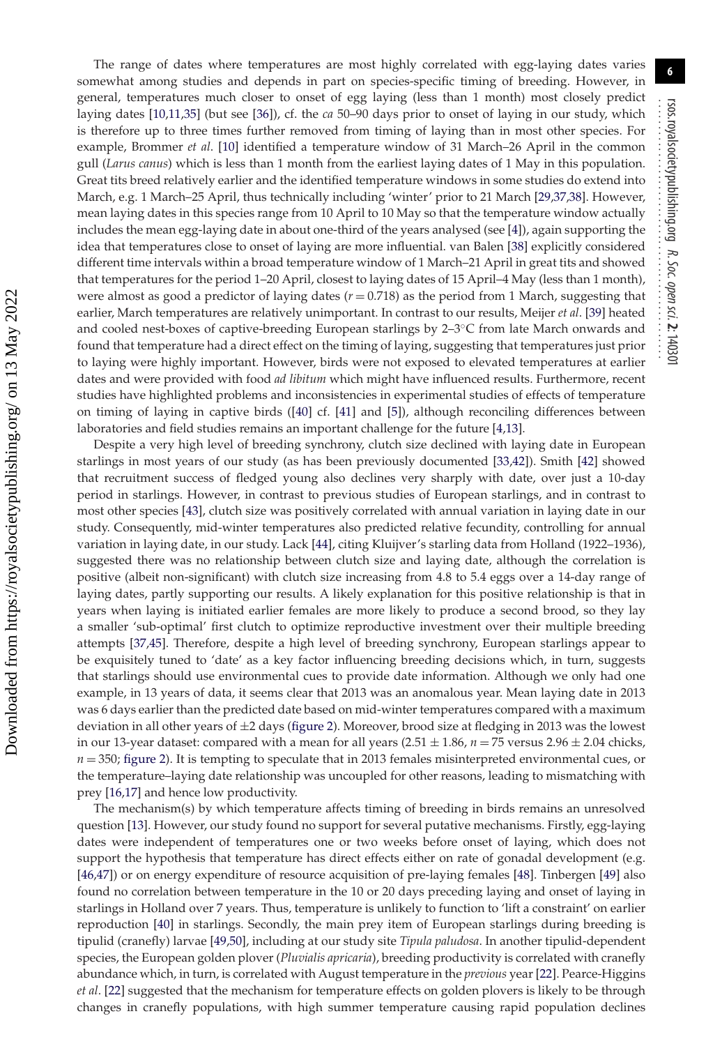The range of dates where temperatures are most highly correlated with egg-laying dates varies somewhat among studies and depends in part on species-specific timing of breeding. However, in general, temperatures much closer to onset of egg laying (less than 1 month) most closely predict laying dates [10,11,35] (but see [36]), cf. the *ca* 50–90 days prior to onset of laying in our study, which is therefore up to three times further removed from timing of laying than in most other species. For example, Brommer *et al*. [10] identified a temperature window of 31 March–26 April in the common gull (*Larus canus*) which is less than 1 month from the earliest laying dates of 1 May in this population. Great tits breed relatively earlier and the identified temperature windows in some studies do extend into March, e.g. 1 March–25 April, thus technically including 'winter' prior to 21 March [29,37,38]. However, mean laying dates in this species range from 10 April to 10 May so that the temperature window actually includes the mean egg-laying date in about one-third of the years analysed (see [4]), again supporting the idea that temperatures close to onset of laying are more influential. van Balen [38] explicitly considered different time intervals within a broad temperature window of 1 March–21 April in great tits and showed that temperatures for the period 1–20 April, closest to laying dates of 15 April–4 May (less than 1 month), were almost as good a predictor of laying dates ($r = 0.718$) as the period from 1 March, suggesting that earlier, March temperatures are relatively unimportant. In contrast to our results, Meijer *et al*. [39] heated and cooled nest-boxes of captive-breeding European starlings by 2–3°C from late March onwards and found that temperature had a direct effect on the timing of laying, suggesting that temperatures just prior to laying were highly important. However, birds were not exposed to elevated temperatures at earlier dates and were provided with food *ad libitum* which might have influenced results. Furthermore, recent studies have highlighted problems and inconsistencies in experimental studies of effects of temperature on timing of laying in captive birds ([40] cf. [41] and [5]), although reconciling differences between laboratories and field studies remains an important challenge for the future [4,13].

Despite a very high level of breeding synchrony, clutch size declined with laying date in European starlings in most years of our study (as has been previously documented [33,42]). Smith [42] showed that recruitment success of fledged young also declines very sharply with date, over just a 10-day period in starlings. However, in contrast to previous studies of European starlings, and in contrast to most other species [43], clutch size was positively correlated with annual variation in laying date in our study. Consequently, mid-winter temperatures also predicted relative fecundity, controlling for annual variation in laying date, in our study. Lack [44], citing Kluijver's starling data from Holland (1922–1936), suggested there was no relationship between clutch size and laying date, although the correlation is positive (albeit non-significant) with clutch size increasing from 4.8 to 5.4 eggs over a 14-day range of laying dates, partly supporting our results. A likely explanation for this positive relationship is that in years when laying is initiated earlier females are more likely to produce a second brood, so they lay a smaller 'sub-optimal' first clutch to optimize reproductive investment over their multiple breeding attempts [37,45]. Therefore, despite a high level of breeding synchrony, European starlings appear to be exquisitely tuned to 'date' as a key factor influencing breeding decisions which, in turn, suggests that starlings should use environmental cues to provide date information. Although we only had one example, in 13 years of data, it seems clear that 2013 was an anomalous year. Mean laying date in 2013 was 6 days earlier than the predicted date based on mid-winter temperatures compared with a maximum deviation in all other years of ±2 days (figure 2). Moreover, brood size at fledging in 2013 was the lowest in our 13-year dataset: compared with a mean for all years ($2.51 \pm 1.86$, $n = 75$ versus $2.96 \pm 2.04$ chicks, $n = 350$; figure 2). It is tempting to speculate that in 2013 females misinterpreted environmental cues, or the temperature–laying date relationship was uncoupled for other reasons, leading to mismatching with prey [16,17] and hence low productivity.

The mechanism(s) by which temperature affects timing of breeding in birds remains an unresolved question [13]. However, our study found no support for several putative mechanisms. Firstly, egg-laying dates were independent of temperatures one or two weeks before onset of laying, which does not support the hypothesis that temperature has direct effects either on rate of gonadal development (e.g. [46,47]) or on energy expenditure of resource acquisition of pre-laying females [48]. Tinbergen [49] also found no correlation between temperature in the 10 or 20 days preceding laying and onset of laying in starlings in Holland over 7 years. Thus, temperature is unlikely to function to 'lift a constraint' on earlier reproduction [40] in starlings. Secondly, the main prey item of European starlings during breeding is tipulid (cranefly) larvae [49,50], including at our study site *Tipula paludosa*. In another tipulid-dependent species, the European golden plover (*Pluvialis apricaria*), breeding productivity is correlated with cranefly abundance which, in turn, is correlated with August temperature in the *previous* year [22]. Pearce-Higgins *et al*. [22] suggested that the mechanism for temperature effects on golden plovers is likely to be through changes in cranefly populations, with high summer temperature causing rapid population declines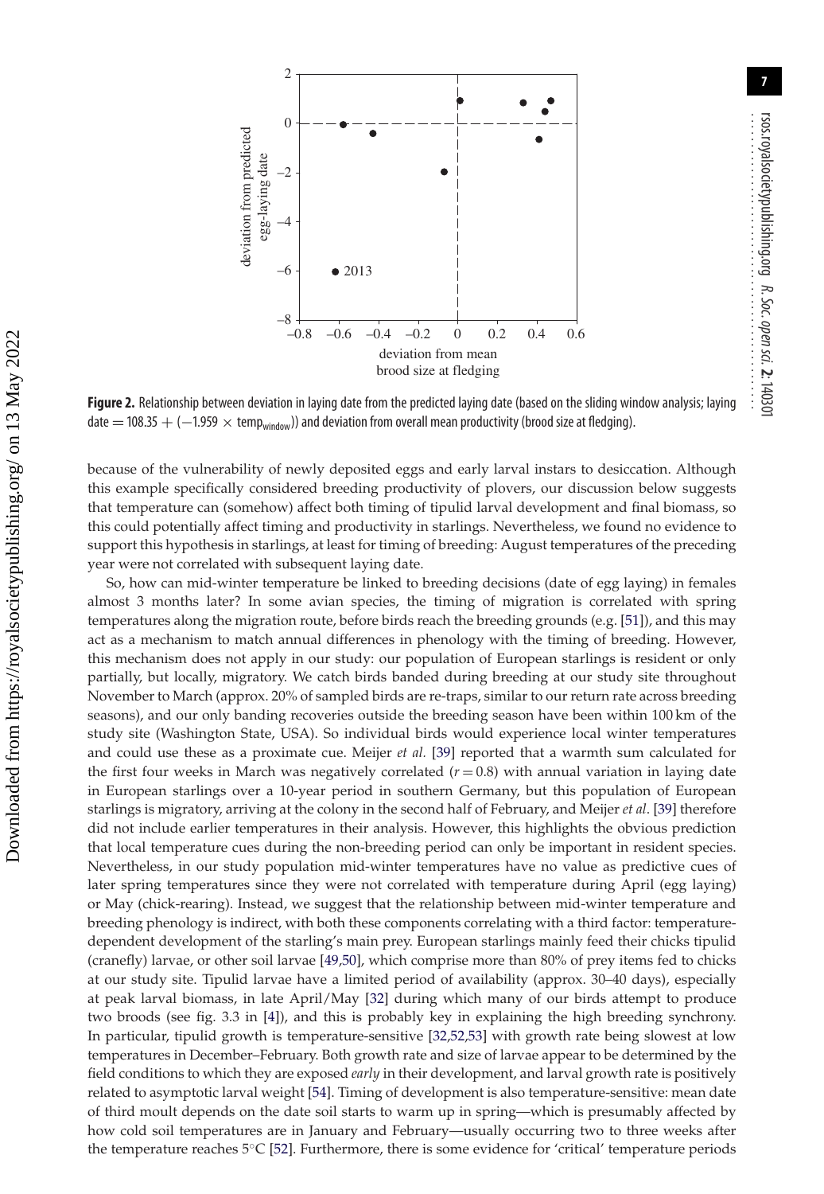**Figure 2.** Relationship between deviation in laying date from the predicted laying date (based on the sliding window analysis; laying date $= 108.35 + (-1.959 \times \text{temp}_{\text{window}})$) and deviation from overall mean productivity (brood size at fledging).

because of the vulnerability of newly deposited eggs and early larval instars to desiccation. Although this example specifically considered breeding productivity of plovers, our discussion below suggests that temperature can (somehow) affect both timing of tipulid larval development and final biomass, so this could potentially affect timing and productivity in starlings. Nevertheless, we found no evidence to support this hypothesis in starlings, at least for timing of breeding: August temperatures of the preceding year were not correlated with subsequent laying date.

So, how can mid-winter temperature be linked to breeding decisions (date of egg laying) in females almost 3 months later? In some avian species, the timing of migration is correlated with spring temperatures along the migration route, before birds reach the breeding grounds (e.g. [51]), and this may act as a mechanism to match annual differences in phenology with the timing of breeding. However, this mechanism does not apply in our study: our population of European starlings is resident or only partially, but locally, migratory. We catch birds banded during breeding at our study site throughout November to March (approx. 20% of sampled birds are re-traps, similar to our return rate across breeding seasons), and our only banding recoveries outside the breeding season have been within 100 km of the study site (Washington State, USA). So individual birds would experience local winter temperatures and could use these as a proximate cue. Meijer *et al.* [39] reported that a warmth sum calculated for the first four weeks in March was negatively correlated ($r = 0.8$) with annual variation in laying date in European starlings over a 10-year period in southern Germany, but this population of European starlings is migratory, arriving at the colony in the second half of February, and Meijer *et al*. [39] therefore did not include earlier temperatures in their analysis. However, this highlights the obvious prediction that local temperature cues during the non-breeding period can only be important in resident species. Nevertheless, in our study population mid-winter temperatures have no value as predictive cues of later spring temperatures since they were not correlated with temperature during April (egg laying) or May (chick-rearing). Instead, we suggest that the relationship between mid-winter temperature and breeding phenology is indirect, with both these components correlating with a third factor: temperature-dependent development of the starling's main prey. European starlings mainly feed their chicks tipulid (cranefly) larvae, or other soil larvae [49,50], which comprise more than 80% of prey items fed to chicks at our study site. Tipulid larvae have a limited period of availability (approx. 30–40 days), especially at peak larval biomass, in late April/May [32] during which many of our birds attempt to produce two broods (see fig. 3.3 in [4]), and this is probably key in explaining the high breeding synchrony. In particular, tipulid growth is temperature-sensitive [32,52,53] with growth rate being slowest at low temperatures in December–February. Both growth rate and size of larvae appear to be determined by the field conditions to which they are exposed *early* in their development, and larval growth rate is positively related to asymptotic larval weight [54]. Timing of development is also temperature-sensitive: mean date of third moult depends on the date soil starts to warm up in spring—which is presumably affected by how cold soil temperatures are in January and February—usually occurring two to three weeks after the temperature reaches 5°C [52]. Furthermore, there is some evidence for 'critical' temperature periods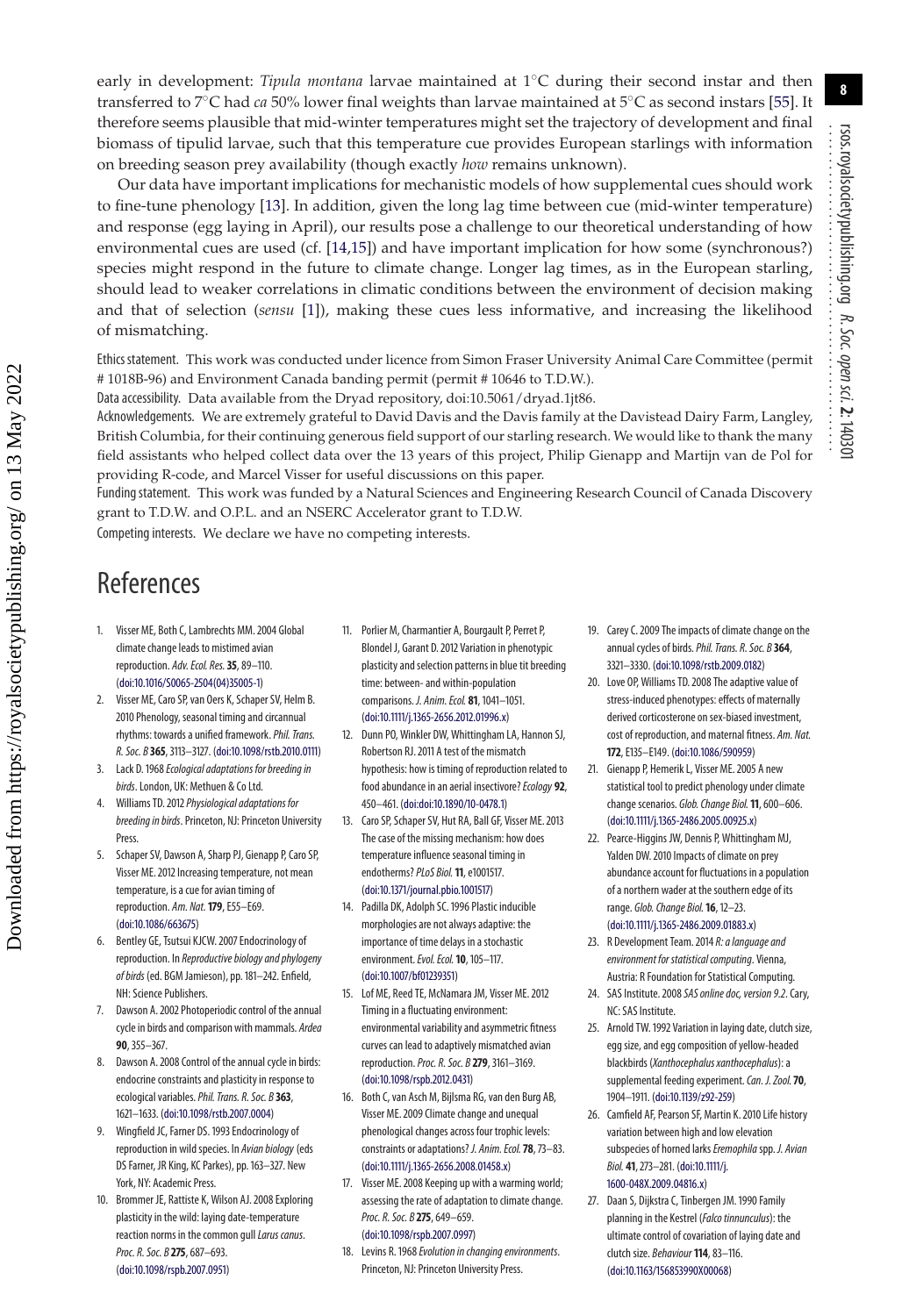early in development: *Tipula montana* larvae maintained at 1°C during their second instar and then transferred to 7°C had *ca* 50% lower final weights than larvae maintained at 5°C as second instars [55]. It therefore seems plausible that mid-winter temperatures might set the trajectory of development and final biomass of tipulid larvae, such that this temperature cue provides European starlings with information on breeding season prey availability (though exactly *how* remains unknown).

Our data have important implications for mechanistic models of how supplemental cues should work to fine-tune phenology [13]. In addition, given the long lag time between cue (mid-winter temperature) and response (egg laying in April), our results pose a challenge to our theoretical understanding of how environmental cues are used (cf. [14,15]) and have important implication for how some (synchronous?) species might respond in the future to climate change. Longer lag times, as in the European starling, should lead to weaker correlations in climatic conditions between the environment of decision making and that of selection (*sensu* [1]), making these cues less informative, and increasing the likelihood of mismatching.

Ethics statement. This work was conducted under licence from Simon Fraser University Animal Care Committee (permit # 1018B-96) and Environment Canada banding permit (permit # 10646 to T.D.W.).

Data accessibility. Data available from the Dryad repository, doi:10.5061/dryad.1jt86.

Acknowledgements. We are extremely grateful to David Davis and the Davis family at the Davistead Dairy Farm, Langley, British Columbia, for their continuing generous field support of our starling research. We would like to thank the many field assistants who helped collect data over the 13 years of this project, Philip Gienapp and Martijn van de Pol for providing R-code, and Marcel Visser for useful discussions on this paper.

Funding statement. This work was funded by a Natural Sciences and Engineering Research Council of Canada Discovery grant to T.D.W. and O.P.L. and an NSERC Accelerator grant to T.D.W.

Competing interests. We declare we have no competing interests.

# References

1. Visser ME, Both C, Lambrechts MM. 2004 Global climate change leads to mistimed avian reproduction. *Adv. Ecol. Res.* **35**, 89–110. (doi:10.1016/S0065-2504(04)35005-1)
2. Visser ME, Caro SP, van Oers K, Schaper SV, Helm B. 2010 Phenology, seasonal timing and circannual rhythms: towards a unified framework. *Phil. Trans. R. Soc. B* **365**, 3113–3127. (doi:10.1098/rstb.2010.0111)
3. Lack D. 1968 *Ecological adaptations for breeding in birds*. London, UK: Methuen & Co Ltd.
4. Williams TD. 2012 *Physiological adaptations for breeding in birds*. Princeton, NJ: Princeton University Press.
5. Schaper SV, Dawson A, Sharp PJ, Gienapp P, Caro SP, Visser ME. 2012 Increasing temperature, not mean temperature, is a cue for avian timing of reproduction. *Am. Nat.* **179**, E55–E69. (doi:10.1086/663675)
6. Bentley GE, Tsutsui KJCW. 2007 Endocrinology of reproduction. In *Reproductive biology and phylogeny of birds* (ed. BGM Jamieson), pp. 181–242. Enfield, NH: Science Publishers.
7. Dawson A. 2002 Photoperiodic control of the annual cycle in birds and comparison with mammals. *Ardea* **90**, 355–367.
8. Dawson A. 2008 Control of the annual cycle in birds: endocrine constraints and plasticity in response to ecological variables. *Phil. Trans. R. Soc. B* **363**, 1621–1633. (doi:10.1098/rstb.2007.0004)
9. Wingfield JC, Farner DS. 1993 Endocrinology of reproduction in wild species. In *Avian biology* (eds DS Farner, JR King, KC Parkes), pp. 163–327. New York, NY: Academic Press.
10. Brommer JE, Rattiste K, Wilson AJ. 2008 Exploring plasticity in the wild: laying date-temperature reaction norms in the common gull *Larus canus*. *Proc. R. Soc. B* **275**, 687–693. (doi:10.1098/rspb.2007.0951)
11. Porlier M, Charmantier A, Bourgault P, Perret P, Blondel J, Garant D. 2012 Variation in phenotypic plasticity and selection patterns in blue tit breeding time: between- and within-population comparisons. *J. Anim. Ecol.* **81**, 1041–1051. (doi:10.1111/j.1365-2656.2012.01996.x)
12. Dunn PO, Winkler DW, Whittingham LA, Hannon SJ, Robertson RJ. 2011 A test of the mismatch hypothesis: how is timing of reproduction related to food abundance in an aerial insectivore? *Ecology* **92**, 450–461. (doi:doi:10.1890/10-0478.1)
13. Caro SP, Schaper SV, Hut RA, Ball GF, Visser ME. 2013 The case of the missing mechanism: how does temperature influence seasonal timing in endotherms? *PLoS Biol.* **11**, e1001517. (doi:10.1371/journal.pbio.1001517)
14. Padilla DK, Adolph SC. 1996 Plastic inducible morphologies are not always adaptive: the importance of time delays in a stochastic environment. *Evol. Ecol.* **10**, 105–117. (doi:10.1007/bf01239351)
15. Lof ME, Reed TE, McNamara JM, Visser ME. 2012 Timing in a fluctuating environment: environmental variability and asymmetric fitness curves can lead to adaptively mismatched avian reproduction. *Proc. R. Soc. B* **279**, 3161–3169. (doi:10.1098/rspb.2012.0431)
16. Both C, van Asch M, Bijlsma RG, van den Burg AB, Visser ME. 2009 Climate change and unequal phenological changes across four trophic levels: constraints or adaptations? *J. Anim. Ecol.* **78**, 73–83. (doi:10.1111/j.1365-2656.2008.01458.x)
17. Visser ME. 2008 Keeping up with a warming world; assessing the rate of adaptation to climate change. *Proc. R. Soc. B* **275**, 649–659. (doi:10.1098/rspb.2007.0997)
18. Levins R. 1968 *Evolution in changing environments*. Princeton, NJ: Princeton University Press.
19. Carey C. 2009 The impacts of climate change on the annual cycles of birds. *Phil. Trans. R. Soc. B* **364**, 3321–3330. (doi:10.1098/rstb.2009.0182)
20. Love OP, Williams TD. 2008 The adaptive value of stress-induced phenotypes: effects of maternally derived corticosterone on sex-biased investment, cost of reproduction, and maternal fitness. *Am. Nat.* **172**, E135–E149. (doi:10.1086/590959)
21. Gienapp P, Hemerik L, Visser ME. 2005 A new statistical tool to predict phenology under climate change scenarios. *Glob. Change Biol.* **11**, 600–606. (doi:10.1111/j.1365-2486.2005.00925.x)
22. Pearce-Higgins JW, Dennis P, Whittingham MJ, Yalden DW. 2010 Impacts of climate on prey abundance account for fluctuations in a population of a northern wader at the southern edge of its range. *Glob. Change Biol.* **16**, 12–23. (doi:10.1111/j.1365-2486.2009.01883.x)
23. R Development Team. 2014 *R: a language and environment for statistical computing*. Vienna, Austria: R Foundation for Statistical Computing.
24. SAS Institute. 2008 *SAS online doc, version 9.2*. Cary, NC: SAS Institute.
25. Arnold TW. 1992 Variation in laying date, clutch size, egg size, and egg composition of yellow-headed blackbirds (*Xanthocephalus xanthocephalus*): a supplemental feeding experiment. *Can. J. Zool.* **70**, 1904–1911. (doi:10.1139/z92-259)
26. Camfield AF, Pearson SF, Martin K. 2010 Life history variation between high and low elevation subspecies of horned larks *Eremophila* spp. *J. Avian Biol.* **41**, 273–281. (doi:10.1111/j.1600-048X.2009.04816.x)
27. Daan S, Dijkstra C, Tinbergen JM. 1990 Family planning in the Kestrel (*Falco tinnunculus*): the ultimate control of covariation of laying date and clutch size. *Behaviour* **114**, 83–116. (doi:10.1163/156853990X00068)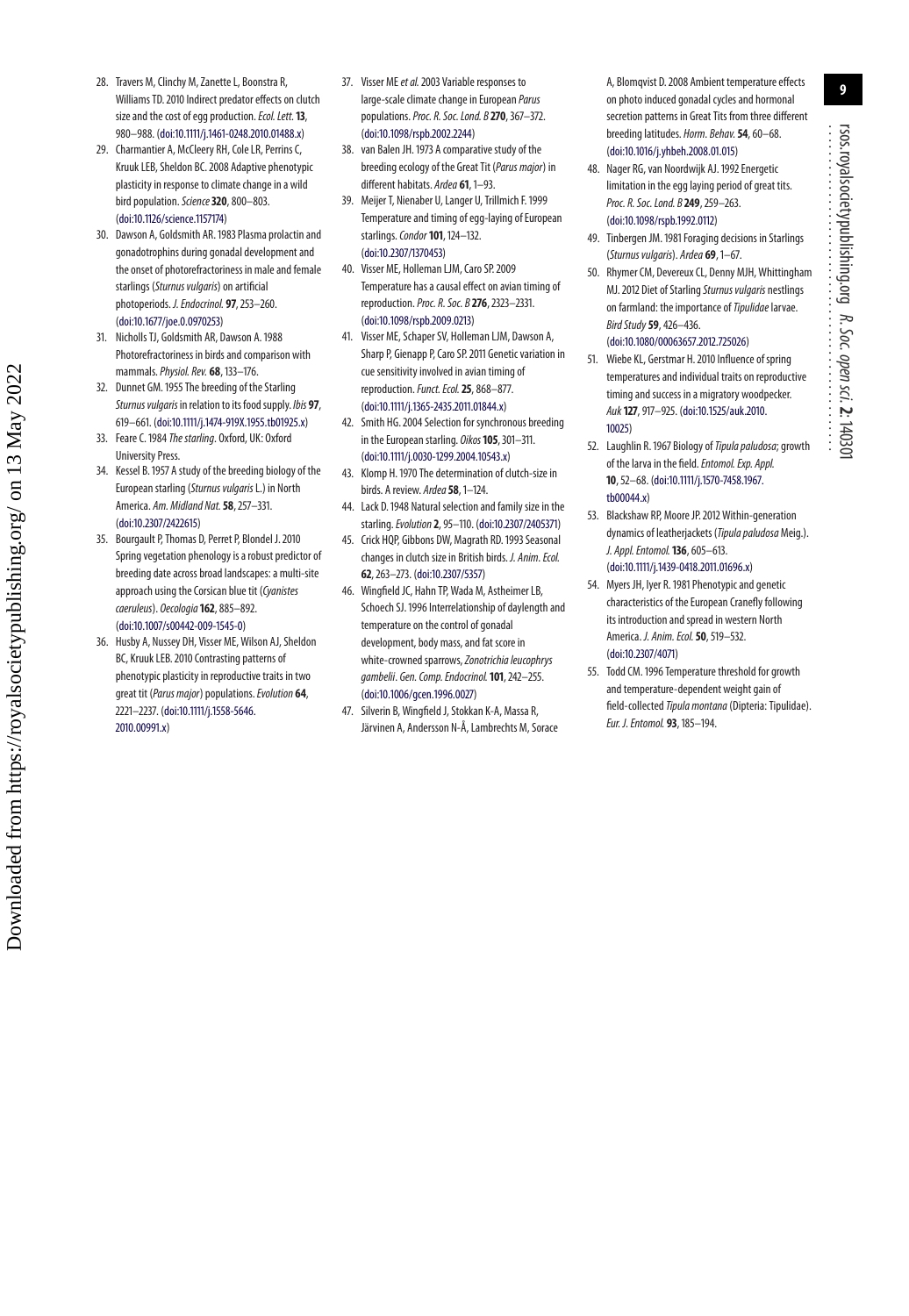28. Travers M, Clinchy M, Zanette L, Boonstra R, Williams TD. 2010 Indirect predator effects on clutch size and the cost of egg production. *Ecol. Lett.* **13**, 980–988. (doi:10.1111/j.1461-0248.2010.01488.x)
29. Charmantier A, McCleery RH, Cole LR, Perrins C, Kruuk LEB, Sheldon BC. 2008 Adaptive phenotypic plasticity in response to climate change in a wild bird population. *Science* **320**, 800–803. (doi:10.1126/science.1157174)
30. Dawson A, Goldsmith AR. 1983 Plasma prolactin and gonadotrophins during gonadal development and the onset of photorefractoriness in male and female starlings (*Sturnus vulgaris*) on artificial photoperiods. *J. Endocrinol.* **97**, 253–260. (doi:10.1677/joe.0.0970253)
31. Nicholls TJ, Goldsmith AR, Dawson A. 1988 Photorefractoriness in birds and comparison with mammals. *Physiol. Rev.* **68**, 133–176.
32. Dunnet GM. 1955 The breeding of the Starling *Sturnus vulgaris* in relation to its food supply. *Ibis* **97**, 619–661. (doi:10.1111/j.1474-919X.1955.tb01925.x)
33. Feare C. 1984 *The starling*. Oxford, UK: Oxford University Press.
34. Kessel B. 1957 A study of the breeding biology of the European starling (*Sturnus vulgaris* L.) in North America. *Am. Midland Nat.* **58**, 257–331. (doi:10.2307/2422615)
35. Bourgault P, Thomas D, Perret P, Blondel J. 2010 Spring vegetation phenology is a robust predictor of breeding date across broad landscapes: a multi-site approach using the Corsican blue tit (*Cyanistes caeruleus*). *Oecologia* **162**, 885–892. (doi:10.1007/s00442-009-1545-0)
36. Husby A, Nussey DH, Visser ME, Wilson AJ, Sheldon BC, Kruuk LEB. 2010 Contrasting patterns of phenotypic plasticity in reproductive traits in two great tit (*Parus major*) populations. *Evolution* **64**, 2221–2237. (doi:10.1111/j.1558-5646.2010.00991.x)
37. Visser ME *et al.* 2003 Variable responses to large-scale climate change in European *Parus* populations. *Proc. R. Soc. Lond. B* **270**, 367–372. (doi:10.1098/rspb.2002.2244)
38. van Balen JH. 1973 A comparative study of the breeding ecology of the Great Tit (*Parus major*) in different habitats. *Ardea* **61**, 1–93.
39. Meijer T, Nienaber U, Langer U, Trillmich F. 1999 Temperature and timing of egg-laying of European starlings. *Condor* **101**, 124–132. (doi:10.2307/1370453)
40. Visser ME, Holleman LJM, Caro SP. 2009 Temperature has a causal effect on avian timing of reproduction. *Proc. R. Soc. B* **276**, 2323–2331. (doi:10.1098/rspb.2009.0213)
41. Visser ME, Schaper SV, Holleman LJM, Dawson A, Sharp P, Gienapp P, Caro SP. 2011 Genetic variation in cue sensitivity involved in avian timing of reproduction. *Funct. Ecol.* **25**, 868–877. (doi:10.1111/j.1365-2435.2011.01844.x)
42. Smith HG. 2004 Selection for synchronous breeding in the European starling. *Oikos* **105**, 301–311. (doi:10.1111/j.0030-1299.2004.10543.x)
43. Klomp H. 1970 The determination of clutch-size in birds. A review. *Ardea* **58**, 1–124.
44. Lack D. 1948 Natural selection and family size in the starling. *Evolution* **2**, 95–110. (doi:10.2307/2405371)
45. Crick HQP, Gibbons DW, Magrath RD. 1993 Seasonal changes in clutch size in British birds. *J. Anim. Ecol.* **62**, 263–273. (doi:10.2307/5357)
46. Wingfield JC, Hahn TP, Wada M, Astheimer LB, Schoech SJ. 1996 Interrelationship of daylength and temperature on the control of gonadal development, body mass, and fat score in white-crowned sparrows, *Zonotrichia leucophrys gambelii*. *Gen. Comp. Endocrinol.* **101**, 242–255. (doi:10.1006/gcen.1996.0027)
47. Silverin B, Wingfield J, Stokkan K-A, Massa R, Järvinen A, Andersson N-Å, Lambrechts M, Sorace A, Blomqvist D. 2008 Ambient temperature effects on photo induced gonadal cycles and hormonal secretion patterns in Great Tits from three different breeding latitudes. *Horm. Behav.* **54**, 60–68. (doi:10.1016/j.yhbeh.2008.01.015)
48. Nager RG, van Noordwijk AJ. 1992 Energetic limitation in the egg laying period of great tits. *Proc. R. Soc. Lond. B* **249**, 259–263. (doi:10.1098/rspb.1992.0112)
49. Tinbergen JM. 1981 Foraging decisions in Starlings (*Sturnus vulgaris*). *Ardea* **69**, 1–67.
50. Rhymer CM, Devereux CL, Denny MJH, Whittingham MJ. 2012 Diet of Starling *Sturnus vulgaris* nestlings on farmland: the importance of *Tipulidae* larvae. *Bird Study* **59**, 426–436. (doi:10.1080/00063657.2012.725026)
51. Wiebe KL, Gerstmar H. 2010 Influence of spring temperatures and individual traits on reproductive timing and success in a migratory woodpecker. *Auk* **127**, 917–925. (doi:10.1525/auk.2010.10025)
52. Laughlin R. 1967 Biology of *Tipula paludosa*; growth of the larva in the field. *Entomol. Exp. Appl.* **10**, 52–68. (doi:10.1111/j.1570-7458.1967.tb00044.x)
53. Blackshaw RP, Moore JP. 2012 Within-generation dynamics of leatherjackets (*Tipula paludosa* Meig.). *J. Appl. Entomol.* **136**, 605–613. (doi:10.1111/j.1439-0418.2011.01696.x)
54. Myers JH, Iyer R. 1981 Phenotypic and genetic characteristics of the European Cranefly following its introduction and spread in western North America. *J. Anim. Ecol.* **50**, 519–532. (doi:10.2307/4071)
55. Todd CM. 1996 Temperature threshold for growth and temperature-dependent weight gain of field-collected *Tipula montana* (Diptera: Tipulidae). *Eur. J. Entomol.* **93**, 185–194.